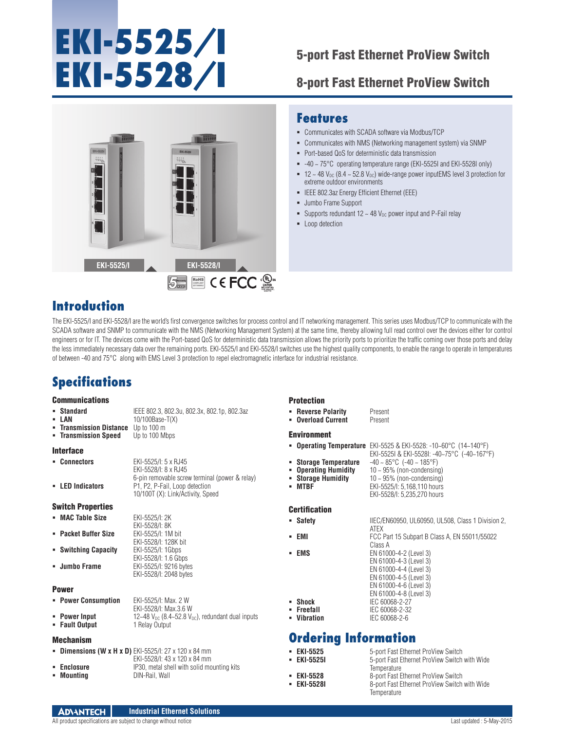# EKI-5525/I
# EKI-5528/I

## 5-port Fast Ethernet ProView Switch

## 8-port Fast Ethernet ProView Switch

EKI-5525/I EKI-5528/I

## Features

- Communicates with SCADA software via Modbus/TCP
- Communicates with NMS (Networking management system) via SNMP
- Port-based QoS for deterministic data transmission
- -40 ~ 75°C operating temperature range (EKI-5525I and EKI-5528I only)
- 12 ~ 48 $V_{DC}$ (8.4 ~ 52.8 $V_{DC}$) wide-range power inputEMS level 3 protection for extreme outdoor environments
- IEEE 802.3az Energy Efficient Ethernet (EEE)
- Jumbo Frame Support
- Supports redundant 12 ~ 48 $V_{DC}$ power input and P-Fail relay
- Loop detection

## Introduction

The EKI-5525/I and EKI-5528/I are the world's first convergence switches for process control and IT networking management. This series uses Modbus/TCP to communicate with the SCADA software and SNMP to communicate with the NMS (Networking Management System) at the same time, thereby allowing full read control over the devices either for control engineers or for IT. The devices come with the Port-based QoS for deterministic data transmission allows the priority ports to prioritize the traffic coming over those ports and delay the less immediately necessary data over the remaining ports. EKI-5525/I and EKI-5528/I switches use the highest quality components, to enable the range to operate in temperatures of between -40 and 75°C along with EMS Level 3 protection to repel electromagnetic interface for industrial resistance.

## Specifications

### Communications

- **Standard**: IEEE 802.3, 802.3u, 802.3x, 802.1p, 802.3az
- **LAN**: 10/100Base-T(X)
- **Transmission Distance**: Up to 100 m
- **Transmission Speed**: Up to 100 Mbps

### Interface

- **Connectors**: EKI-5525/I: 5 x RJ45
  EKI-5528/I: 8 x RJ45
  6-pin removable screw terminal (power & relay)
- **LED Indicators**: P1, P2, P-Fail, Loop detection
  10/100T (X): Link/Activity, Speed

### Switch Properties

- **MAC Table Size**: EKI-5525/I: 2K
  EKI-5528/I: 8K
- **Packet Buffer Size**: EKI-5525/I: 1M bit
  EKI-5528/I: 128K bit
- **Switching Capacity**: EKI-5525/I: 1Gbps
  EKI-5528/I: 1.6 Gbps
- **Jumbo Frame**: EKI-5525/I: 9216 bytes
  EKI-5528/I: 2048 bytes

### Power

- **Power Consumption**: EKI-5525/I: Max. 2 W
  EKI-5528/I: Max.3.6 W
- **Power Input**: 12~48 $V_{DC}$ (8.4~52.8 $V_{DC}$), redundant dual inputs
- **Fault Output**: 1 Relay Output

### Mechanism

- **Dimensions (W x H x D)**: EKI-5525/I: 27 x 120 x 84 mm
  EKI-5528/I: 43 x 120 x 84 mm
- **Enclosure**: IP30, metal shell with solid mounting kits
- **Mounting**: DIN-Rail, Wall

### Protection

- **Reverse Polarity**: Present
- **Overload Current**: Present

### Environment

- **Operating Temperature**: EKI-5525 & EKI-5528: -10~60°C (14~140°F)
  EKI-5525I & EKI-5528I: -40~75°C (-40~167°F)
- **Storage Temperature**: -40 ~ 85°C (-40 ~ 185°F)
- **Operating Humidity**: 10 ~ 95% (non-condensing)
- **Storage Humidity**: 10 ~ 95% (non-condensing)
- **MTBF**: EKI-5525/I: 5,168,110 hours
  EKI-5528/I: 5,235,270 hours

### Certification

- **Safety**: IIEC/EN60950, UL60950, UL508, Class 1 Division 2, ATEX
- **EMI**: FCC Part 15 Subpart B Class A, EN 55011/55022 Class A
- **EMS**: EN 61000-4-2 (Level 3)
  EN 61000-4-3 (Level 3)
  EN 61000-4-4 (Level 3)
  EN 61000-4-5 (Level 3)
  EN 61000-4-6 (Level 3)
  EN 61000-4-8 (Level 3)
- **Shock**: IEC 60068-2-27
- **Freefall**: IEC 60068-2-32
- **Vibration**: IEC 60068-2-6

## Ordering Information

- **EKI-5525**: 5-port Fast Ethernet ProView Switch
- **EKI-5525I**: 5-port Fast Ethernet ProView Switch with Wide Temperature
- **EKI-5528**: 8-port Fast Ethernet ProView Switch
- **EKI-5528I**: 8-port Fast Ethernet ProView Switch with Wide Temperature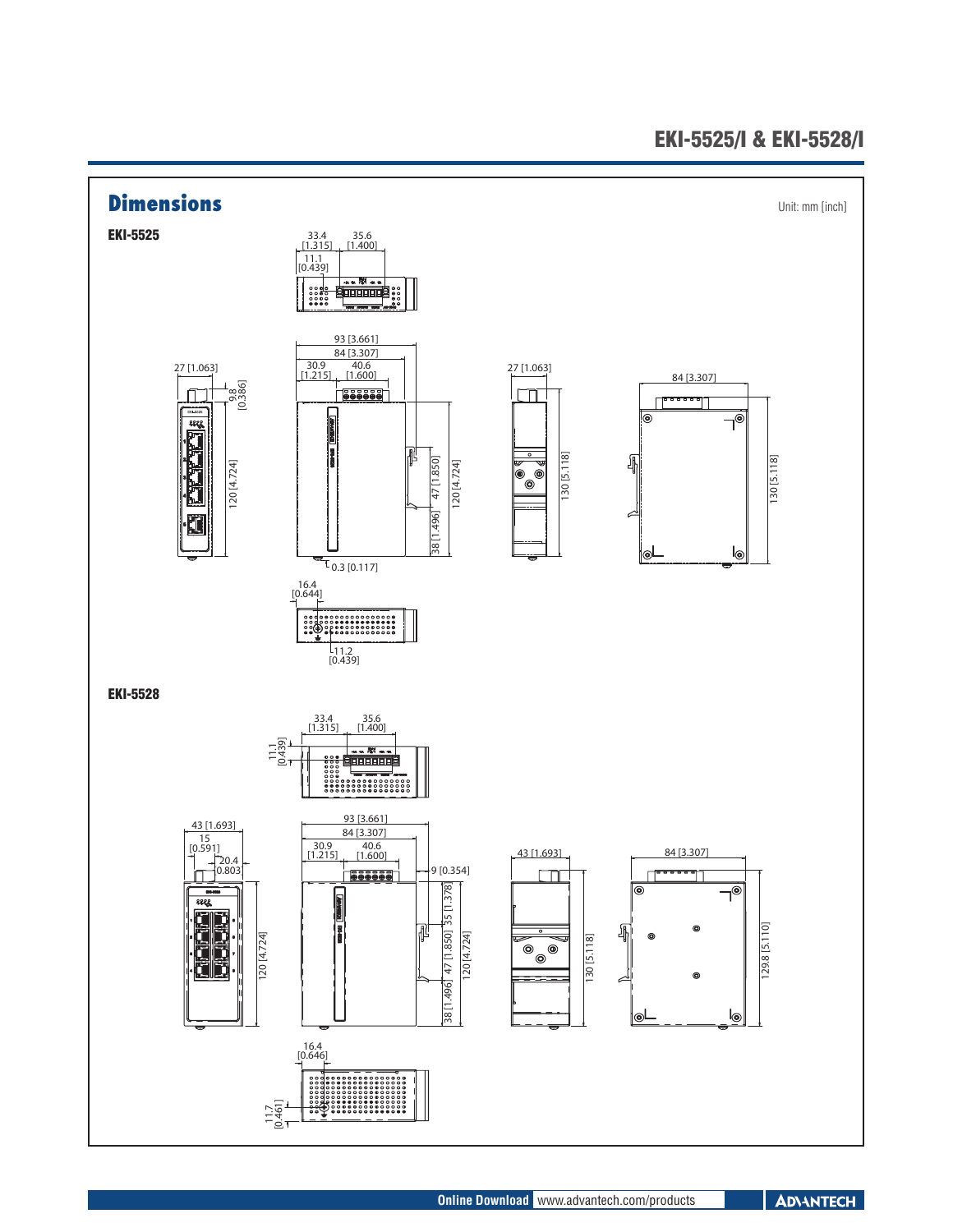## Dimensions

Unit: mm [inch]

### EKI-5525

33.4 [1.315]
35.6 [1.400]
11.1 [0.439]

93 [3.661]
84 [3.307]
30.9 [1.215]
40.6 [1.600]
27 [1.063]
9.8 [0.386]
120 [4.724]
47 [1.850]
38 [1.496]
120 [4.724]
0.3 [0.117]
27 [1.063]
130 [5.118]
84 [3.307]
130 [5.118]

16.4 [0.644]
11.2 [0.439]

### EKI-5528

33.4 [1.315]
35.6 [1.400]
11.1 [0.439]

43 [1.693]
15 [0.591]
20.4 [0.803]
120 [4.724]
93 [3.661]
84 [3.307]
30.9 [1.215]
40.6 [1.600]
9 [0.354]
35 [1.378]
47 [1.850]
38 [1.496]
120 [4.724]
43 [1.693]
130 [5.118]
84 [3.307]
129.8 [5.110]

16.4 [0.646]
11.7 [0.461]